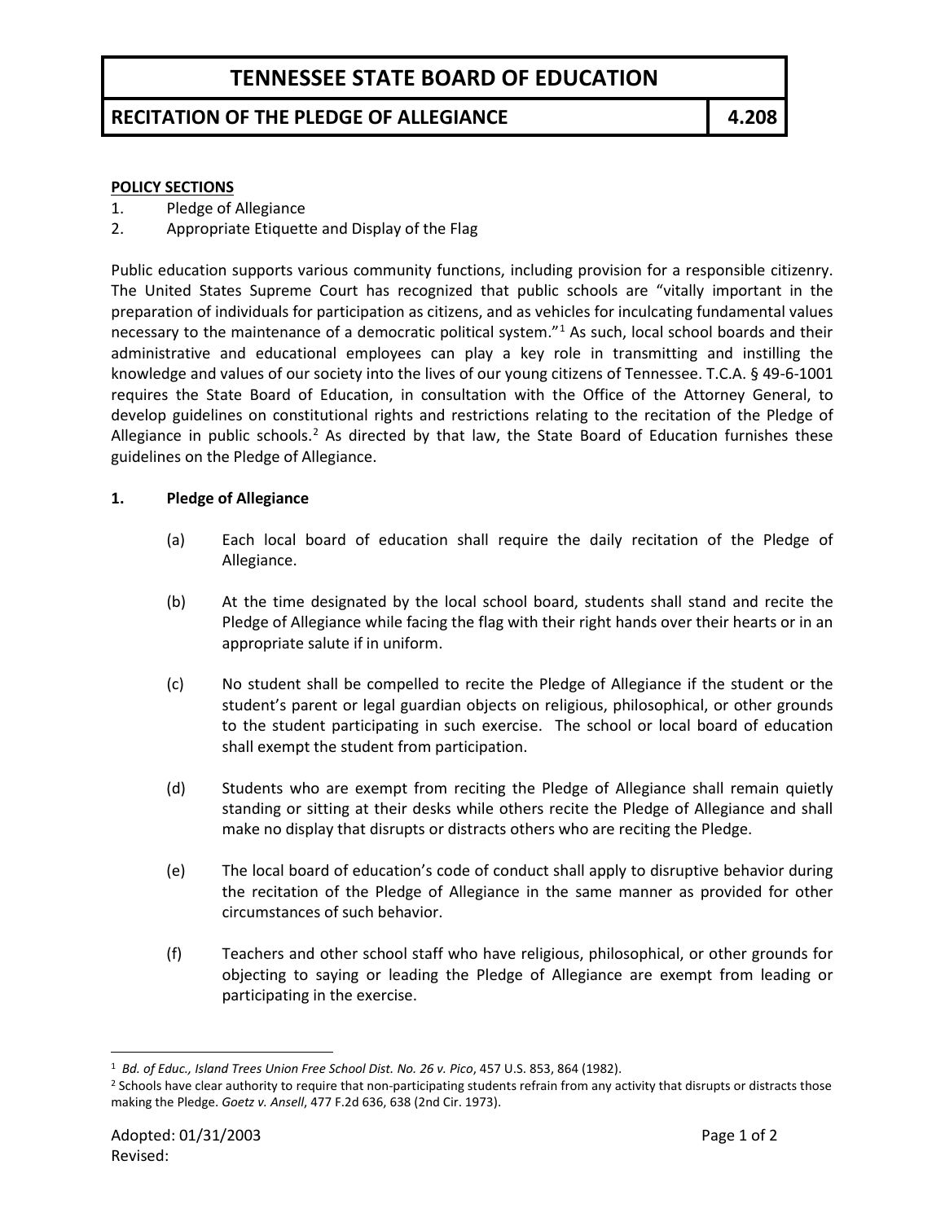# TENNESSEE STATE BOARD OF EDUCATION

## RECITATION OF THE PLEDGE OF ALLEGIANCE — 4.208

**POLICY SECTIONS**

1. Pledge of Allegiance
2. Appropriate Etiquette and Display of the Flag

Public education supports various community functions, including provision for a responsible citizenry. The United States Supreme Court has recognized that public schools are "vitally important in the preparation of individuals for participation as citizens, and as vehicles for inculcating fundamental values necessary to the maintenance of a democratic political system."[1] As such, local school boards and their administrative and educational employees can play a key role in transmitting and instilling the knowledge and values of our society into the lives of our young citizens of Tennessee. T.C.A. § 49-6-1001 requires the State Board of Education, in consultation with the Office of the Attorney General, to develop guidelines on constitutional rights and restrictions relating to the recitation of the Pledge of Allegiance in public schools.[2] As directed by that law, the State Board of Education furnishes these guidelines on the Pledge of Allegiance.

### 1. Pledge of Allegiance

(a) Each local board of education shall require the daily recitation of the Pledge of Allegiance.

(b) At the time designated by the local school board, students shall stand and recite the Pledge of Allegiance while facing the flag with their right hands over their hearts or in an appropriate salute if in uniform.

(c) No student shall be compelled to recite the Pledge of Allegiance if the student or the student's parent or legal guardian objects on religious, philosophical, or other grounds to the student participating in such exercise. The school or local board of education shall exempt the student from participation.

(d) Students who are exempt from reciting the Pledge of Allegiance shall remain quietly standing or sitting at their desks while others recite the Pledge of Allegiance and shall make no display that disrupts or distracts others who are reciting the Pledge.

(e) The local board of education's code of conduct shall apply to disruptive behavior during the recitation of the Pledge of Allegiance in the same manner as provided for other circumstances of such behavior.

(f) Teachers and other school staff who have religious, philosophical, or other grounds for objecting to saying or leading the Pledge of Allegiance are exempt from leading or participating in the exercise.

---

[1] *Bd. of Educ., Island Trees Union Free School Dist. No. 26 v. Pico*, 457 U.S. 853, 864 (1982).

[2] Schools have clear authority to require that non-participating students refrain from any activity that disrupts or distracts those making the Pledge. *Goetz v. Ansell*, 477 F.2d 636, 638 (2nd Cir. 1973).

Adopted: 01/31/2003
Revised: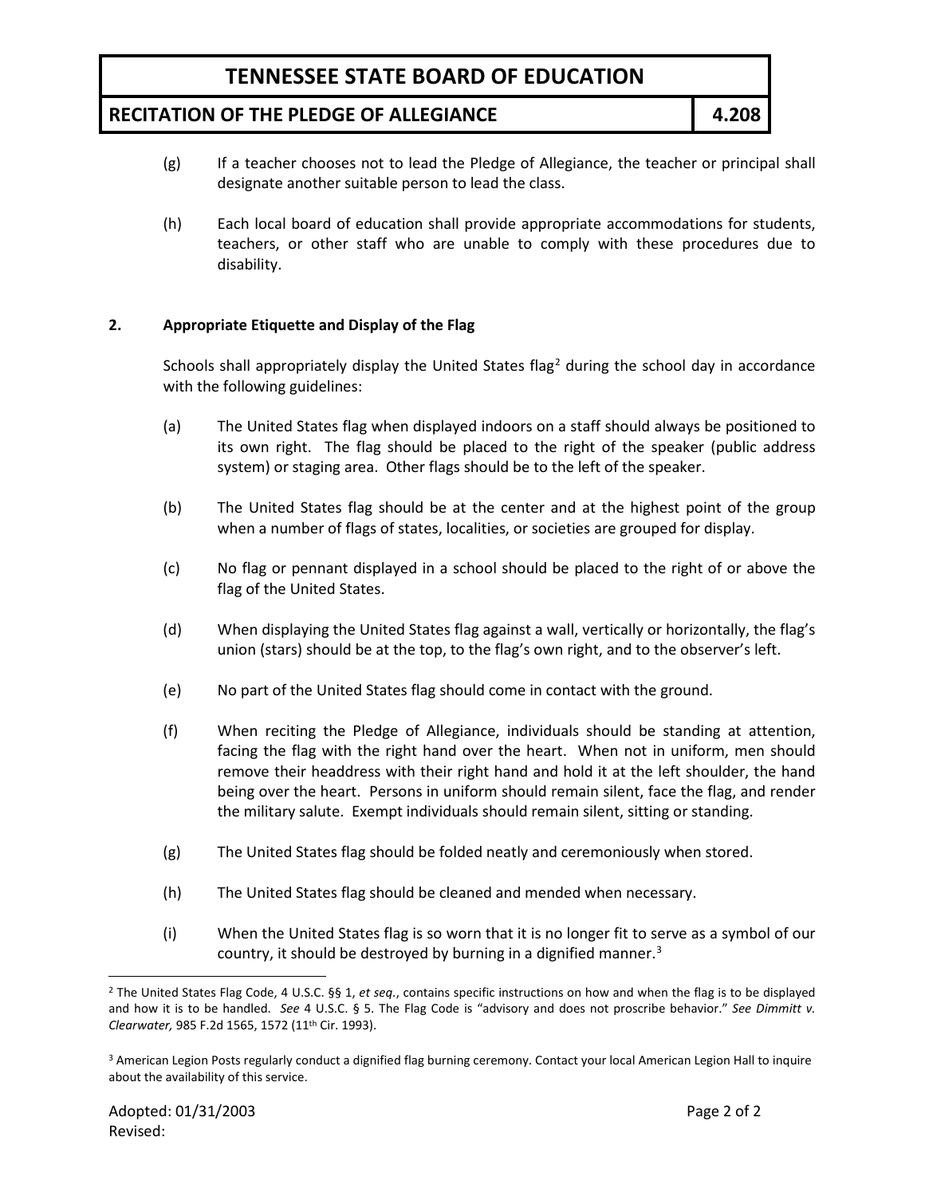(g) If a teacher chooses not to lead the Pledge of Allegiance, the teacher or principal shall designate another suitable person to lead the class.

(h) Each local board of education shall provide appropriate accommodations for students, teachers, or other staff who are unable to comply with these procedures due to disability.

## 2. Appropriate Etiquette and Display of the Flag

Schools shall appropriately display the United States flag[2] during the school day in accordance with the following guidelines:

(a) The United States flag when displayed indoors on a staff should always be positioned to its own right. The flag should be placed to the right of the speaker (public address system) or staging area. Other flags should be to the left of the speaker.

(b) The United States flag should be at the center and at the highest point of the group when a number of flags of states, localities, or societies are grouped for display.

(c) No flag or pennant displayed in a school should be placed to the right of or above the flag of the United States.

(d) When displaying the United States flag against a wall, vertically or horizontally, the flag's union (stars) should be at the top, to the flag's own right, and to the observer's left.

(e) No part of the United States flag should come in contact with the ground.

(f) When reciting the Pledge of Allegiance, individuals should be standing at attention, facing the flag with the right hand over the heart. When not in uniform, men should remove their headdress with their right hand and hold it at the left shoulder, the hand being over the heart. Persons in uniform should remain silent, face the flag, and render the military salute. Exempt individuals should remain silent, sitting or standing.

(g) The United States flag should be folded neatly and ceremoniously when stored.

(h) The United States flag should be cleaned and mended when necessary.

(i) When the United States flag is so worn that it is no longer fit to serve as a symbol of our country, it should be destroyed by burning in a dignified manner.[3]

---

[2] The United States Flag Code, 4 U.S.C. §§ 1, *et seq.*, contains specific instructions on how and when the flag is to be displayed and how it is to be handled. *See* 4 U.S.C. § 5. The Flag Code is "advisory and does not proscribe behavior." *See Dimmitt v. Clearwater,* 985 F.2d 1565, 1572 (11th Cir. 1993).

[3] American Legion Posts regularly conduct a dignified flag burning ceremony. Contact your local American Legion Hall to inquire about the availability of this service.

Adopted: 01/31/2003
Revised: